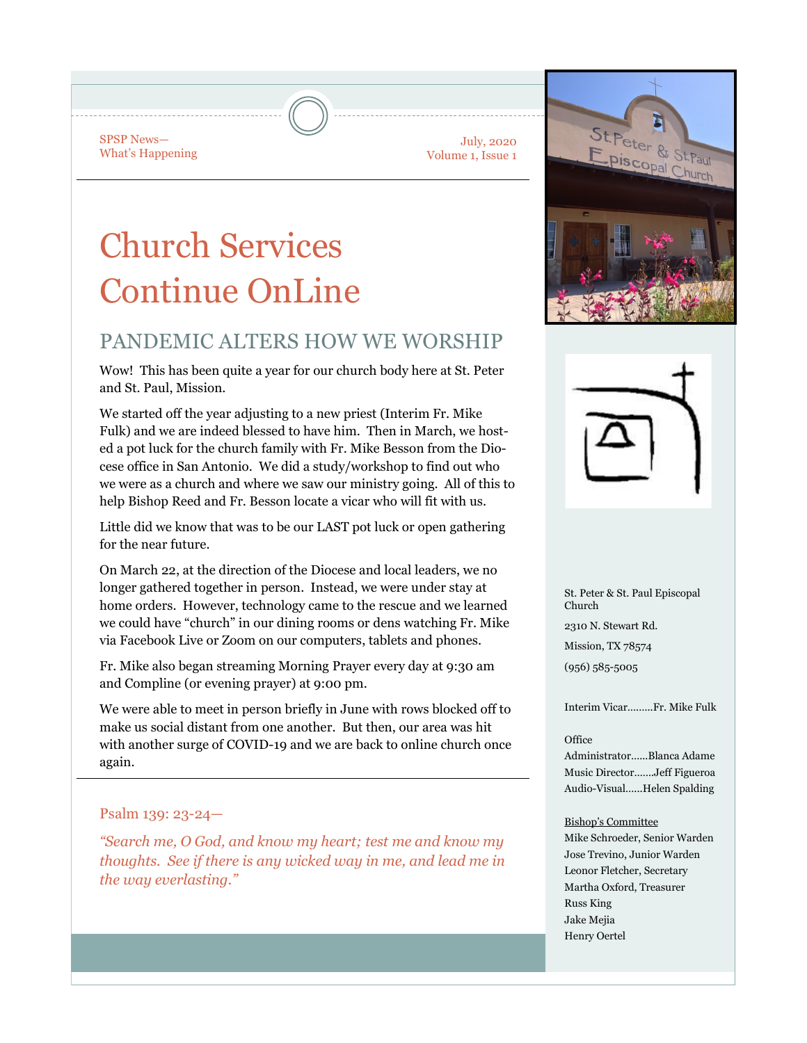SPSP News—
What's Happening

July, 2020
Volume 1, Issue 1

# Church Services Continue OnLine

## PANDEMIC ALTERS HOW WE WORSHIP

Wow! This has been quite a year for our church body here at St. Peter and St. Paul, Mission.

We started off the year adjusting to a new priest (Interim Fr. Mike Fulk) and we are indeed blessed to have him. Then in March, we hosted a pot luck for the church family with Fr. Mike Besson from the Diocese office in San Antonio. We did a study/workshop to find out who we were as a church and where we saw our ministry going. All of this to help Bishop Reed and Fr. Besson locate a vicar who will fit with us.

Little did we know that was to be our LAST pot luck or open gathering for the near future.

On March 22, at the direction of the Diocese and local leaders, we no longer gathered together in person. Instead, we were under stay at home orders. However, technology came to the rescue and we learned we could have "church" in our dining rooms or dens watching Fr. Mike via Facebook Live or Zoom on our computers, tablets and phones.

Fr. Mike also began streaming Morning Prayer every day at 9:30 am and Compline (or evening prayer) at 9:00 pm.

We were able to meet in person briefly in June with rows blocked off to make us social distant from one another. But then, our area was hit with another surge of COVID-19 and we are back to online church once again.

Psalm 139: 23-24—

*"Search me, O God, and know my heart; test me and know my thoughts. See if there is any wicked way in me, and lead me in the way everlasting."*

St. Peter & St. Paul Episcopal Church

2310 N. Stewart Rd.

Mission, TX 78574

(956) 585-5005

Interim Vicar.........Fr. Mike Fulk

Office Administrator......Blanca Adame
Music Director.......Jeff Figueroa
Audio-Visual......Helen Spalding

Bishop's Committee
Mike Schroeder, Senior Warden
Jose Trevino, Junior Warden
Leonor Fletcher, Secretary
Martha Oxford, Treasurer
Russ King
Jake Mejia
Henry Oertel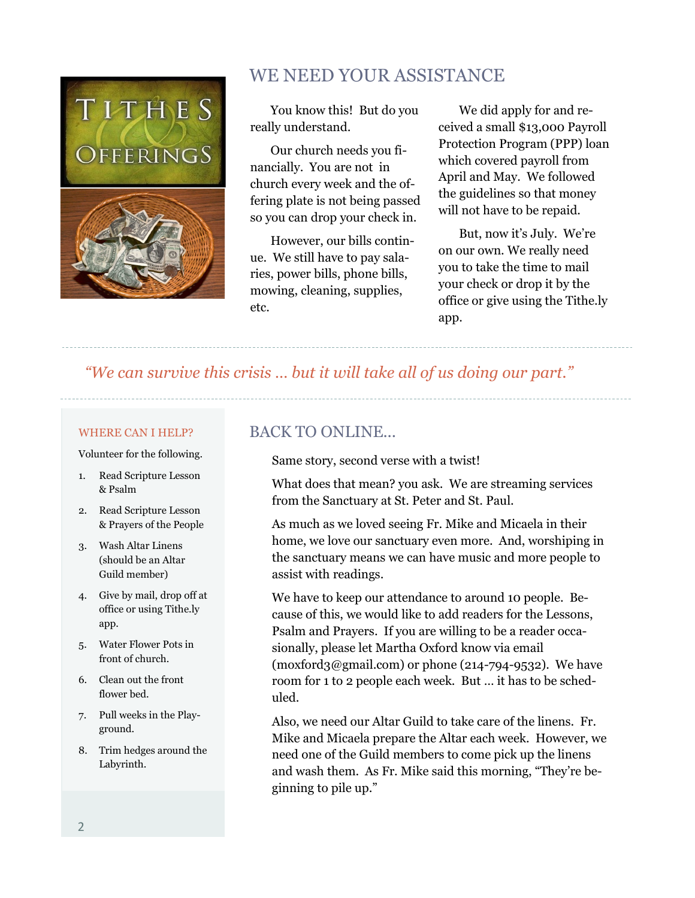## WE NEED YOUR ASSISTANCE

You know this! But do you really understand.

Our church needs you financially. You are not in church every week and the offering plate is not being passed so you can drop your check in.

However, our bills continue. We still have to pay salaries, power bills, phone bills, mowing, cleaning, supplies, etc.

We did apply for and received a small $13,000 Payroll Protection Program (PPP) loan which covered payroll from April and May. We followed the guidelines so that money will not have to be repaid.

But, now it's July. We're on our own. We really need you to take the time to mail your check or drop it by the office or give using the Tithe.ly app.

*"We can survive this crisis … but it will take all of us doing our part."*

### WHERE CAN I HELP?

Volunteer for the following.

1. Read Scripture Lesson & Psalm
2. Read Scripture Lesson & Prayers of the People
3. Wash Altar Linens (should be an Altar Guild member)
4. Give by mail, drop off at office or using Tithe.ly app.
5. Water Flower Pots in front of church.
6. Clean out the front flower bed.
7. Pull weeks in the Playground.
8. Trim hedges around the Labyrinth.

## BACK TO ONLINE…

Same story, second verse with a twist!

What does that mean? you ask. We are streaming services from the Sanctuary at St. Peter and St. Paul.

As much as we loved seeing Fr. Mike and Micaela in their home, we love our sanctuary even more. And, worshiping in the sanctuary means we can have music and more people to assist with readings.

We have to keep our attendance to around 10 people. Because of this, we would like to add readers for the Lessons, Psalm and Prayers. If you are willing to be a reader occasionally, please let Martha Oxford know via email (moxford3@gmail.com) or phone (214-794-9532). We have room for 1 to 2 people each week. But … it has to be scheduled.

Also, we need our Altar Guild to take care of the linens. Fr. Mike and Micaela prepare the Altar each week. However, we need one of the Guild members to come pick up the linens and wash them. As Fr. Mike said this morning, "They're beginning to pile up."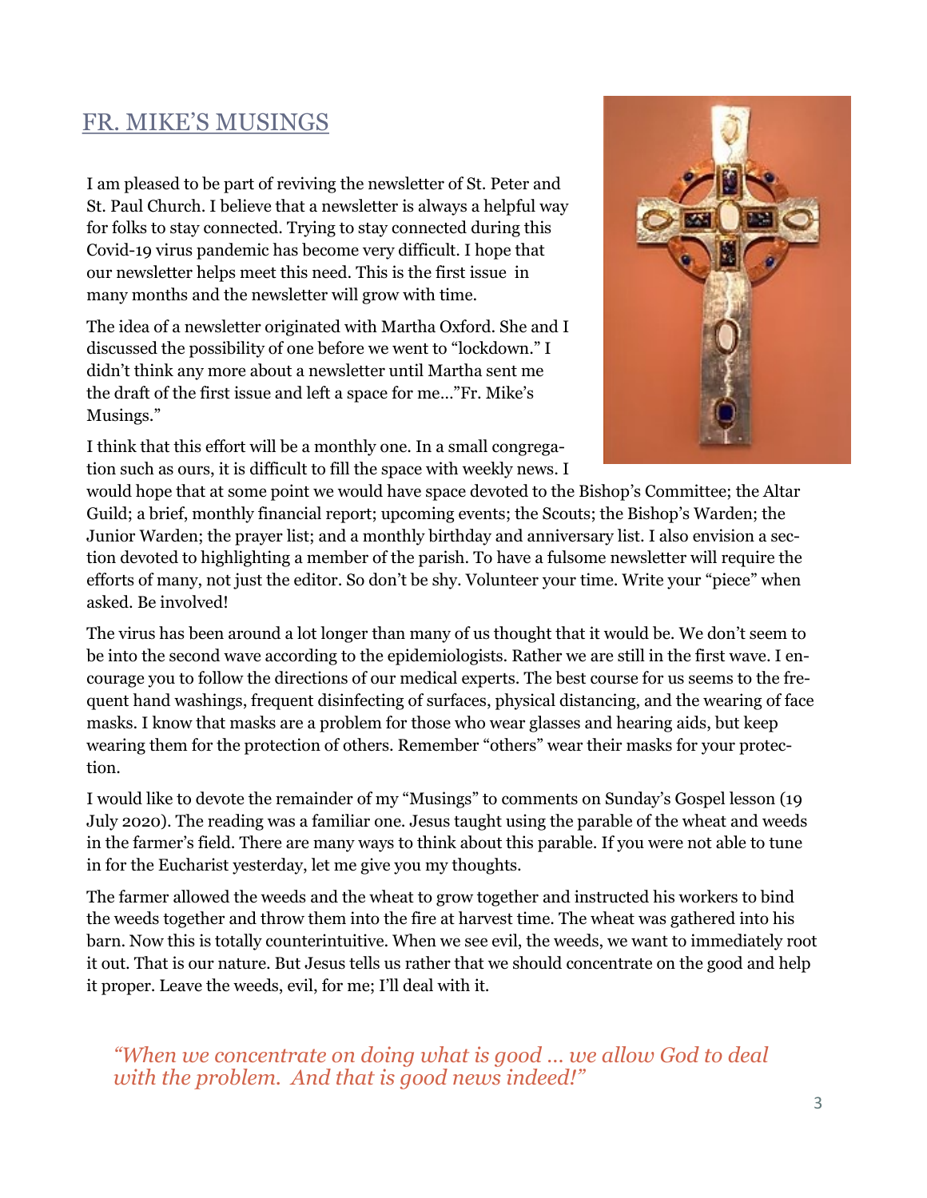## FR. MIKE'S MUSINGS

I am pleased to be part of reviving the newsletter of St. Peter and St. Paul Church. I believe that a newsletter is always a helpful way for folks to stay connected. Trying to stay connected during this Covid-19 virus pandemic has become very difficult. I hope that our newsletter helps meet this need. This is the first issue in many months and the newsletter will grow with time.

The idea of a newsletter originated with Martha Oxford. She and I discussed the possibility of one before we went to "lockdown." I didn't think any more about a newsletter until Martha sent me the draft of the first issue and left a space for me…"Fr. Mike's Musings."

I think that this effort will be a monthly one. In a small congregation such as ours, it is difficult to fill the space with weekly news. I would hope that at some point we would have space devoted to the Bishop's Committee; the Altar Guild; a brief, monthly financial report; upcoming events; the Scouts; the Bishop's Warden; the Junior Warden; the prayer list; and a monthly birthday and anniversary list. I also envision a section devoted to highlighting a member of the parish. To have a fulsome newsletter will require the efforts of many, not just the editor. So don't be shy. Volunteer your time. Write your "piece" when asked. Be involved!

The virus has been around a lot longer than many of us thought that it would be. We don't seem to be into the second wave according to the epidemiologists. Rather we are still in the first wave. I encourage you to follow the directions of our medical experts. The best course for us seems to the frequent hand washings, frequent disinfecting of surfaces, physical distancing, and the wearing of face masks. I know that masks are a problem for those who wear glasses and hearing aids, but keep wearing them for the protection of others. Remember "others" wear their masks for your protection.

I would like to devote the remainder of my "Musings" to comments on Sunday's Gospel lesson (19 July 2020). The reading was a familiar one. Jesus taught using the parable of the wheat and weeds in the farmer's field. There are many ways to think about this parable. If you were not able to tune in for the Eucharist yesterday, let me give you my thoughts.

The farmer allowed the weeds and the wheat to grow together and instructed his workers to bind the weeds together and throw them into the fire at harvest time. The wheat was gathered into his barn. Now this is totally counterintuitive. When we see evil, the weeds, we want to immediately root it out. That is our nature. But Jesus tells us rather that we should concentrate on the good and help it proper. Leave the weeds, evil, for me; I'll deal with it.

*"When we concentrate on doing what is good … we allow God to deal with the problem. And that is good news indeed!"*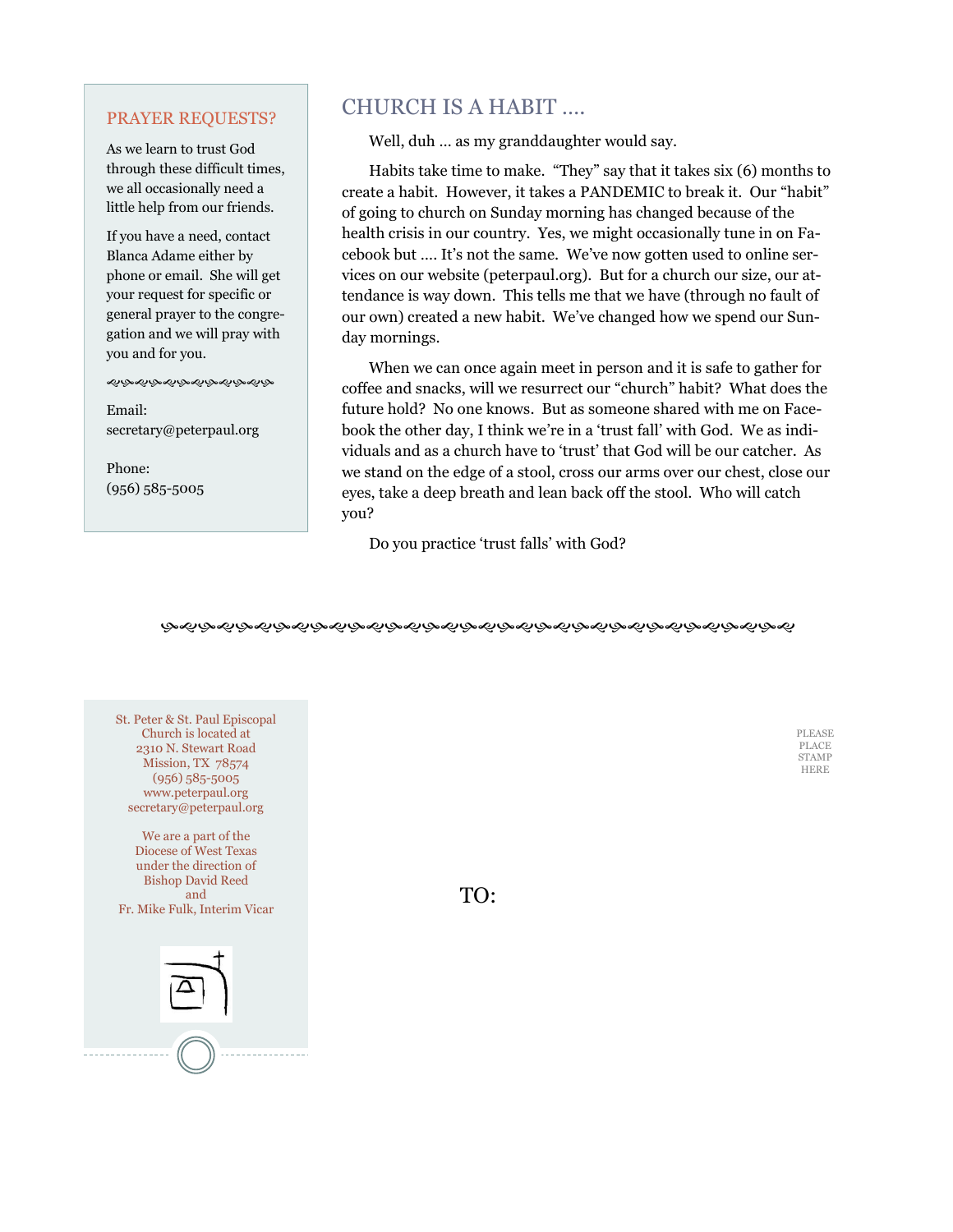## PRAYER REQUESTS?

As we learn to trust God through these difficult times, we all occasionally need a little help from our friends.

If you have a need, contact Blanca Adame either by phone or email. She will get your request for specific or general prayer to the congregation and we will pray with you and for you.

Email:
secretary@peterpaul.org

Phone:
(956) 585-5005

## CHURCH IS A HABIT ....

Well, duh … as my granddaughter would say.

Habits take time to make. "They" say that it takes six (6) months to create a habit. However, it takes a PANDEMIC to break it. Our "habit" of going to church on Sunday morning has changed because of the health crisis in our country. Yes, we might occasionally tune in on Facebook but …. It's not the same. We've now gotten used to online services on our website (peterpaul.org). But for a church our size, our attendance is way down. This tells me that we have (through no fault of our own) created a new habit. We've changed how we spend our Sunday mornings.

When we can once again meet in person and it is safe to gather for coffee and snacks, will we resurrect our "church" habit? What does the future hold? No one knows. But as someone shared with me on Facebook the other day, I think we're in a 'trust fall' with God. We as individuals and as a church have to 'trust' that God will be our catcher. As we stand on the edge of a stool, cross our arms over our chest, close our eyes, take a deep breath and lean back off the stool. Who will catch you?

Do you practice 'trust falls' with God?

---

St. Peter & St. Paul Episcopal Church is located at
2310 N. Stewart Road
Mission, TX 78574
(956) 585-5005
www.peterpaul.org
secretary@peterpaul.org

We are a part of the Diocese of West Texas under the direction of Bishop David Reed and Fr. Mike Fulk, Interim Vicar

PLEASE PLACE STAMP HERE

TO: